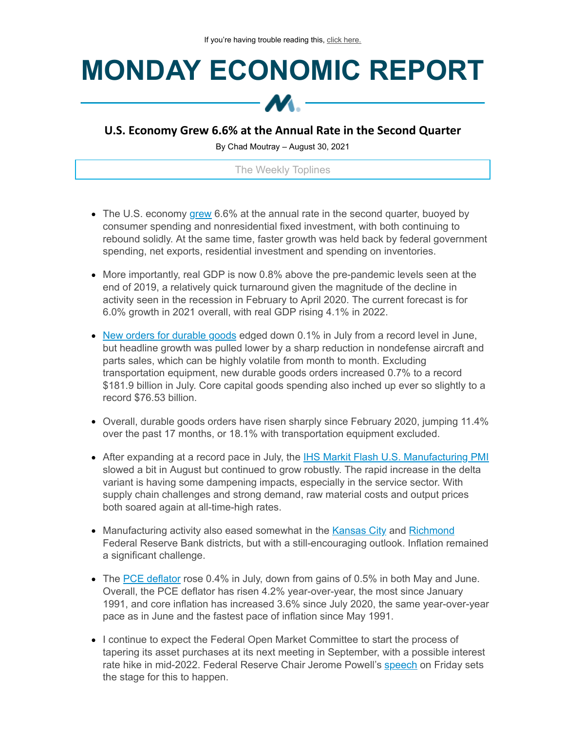If you're having trouble reading this, click here.

# MONDAY ECONOMIC REPORT

## U.S. Economy Grew 6.6% at the Annual Rate in the Second Quarter

By Chad Moutray – August 30, 2021

### The Weekly Toplines

- The U.S. economy grew 6.6% at the annual rate in the second quarter, buoyed by consumer spending and nonresidential fixed investment, with both continuing to rebound solidly. At the same time, faster growth was held back by federal government spending, net exports, residential investment and spending on inventories.
- More importantly, real GDP is now 0.8% above the pre-pandemic levels seen at the end of 2019, a relatively quick turnaround given the magnitude of the decline in activity seen in the recession in February to April 2020. The current forecast is for 6.0% growth in 2021 overall, with real GDP rising 4.1% in 2022.
- New orders for durable goods edged down 0.1% in July from a record level in June, but headline growth was pulled lower by a sharp reduction in nondefense aircraft and parts sales, which can be highly volatile from month to month. Excluding transportation equipment, new durable goods orders increased 0.7% to a record $181.9 billion in July. Core capital goods spending also inched up ever so slightly to a record $76.53 billion.
- Overall, durable goods orders have risen sharply since February 2020, jumping 11.4% over the past 17 months, or 18.1% with transportation equipment excluded.
- After expanding at a record pace in July, the IHS Markit Flash U.S. Manufacturing PMI slowed a bit in August but continued to grow robustly. The rapid increase in the delta variant is having some dampening impacts, especially in the service sector. With supply chain challenges and strong demand, raw material costs and output prices both soared again at all-time-high rates.
- Manufacturing activity also eased somewhat in the Kansas City and Richmond Federal Reserve Bank districts, but with a still-encouraging outlook. Inflation remained a significant challenge.
- The PCE deflator rose 0.4% in July, down from gains of 0.5% in both May and June. Overall, the PCE deflator has risen 4.2% year-over-year, the most since January 1991, and core inflation has increased 3.6% since July 2020, the same year-over-year pace as in June and the fastest pace of inflation since May 1991.
- I continue to expect the Federal Open Market Committee to start the process of tapering its asset purchases at its next meeting in September, with a possible interest rate hike in mid-2022. Federal Reserve Chair Jerome Powell's speech on Friday sets the stage for this to happen.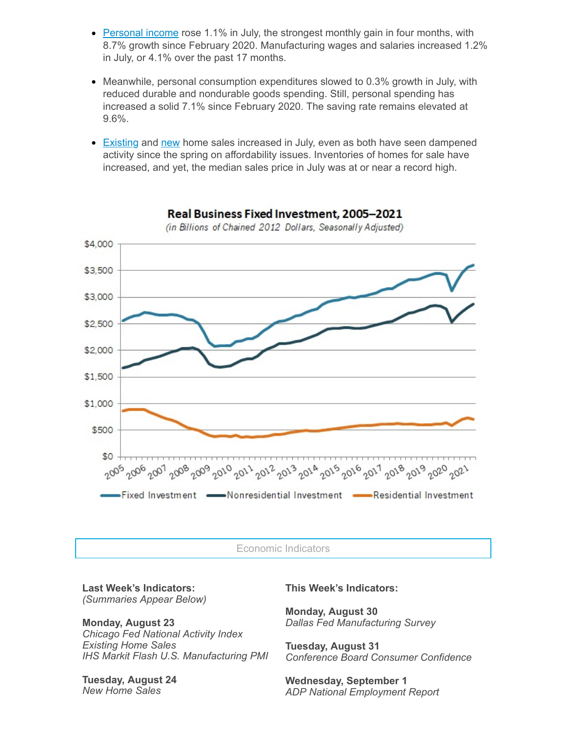- Personal income rose 1.1% in July, the strongest monthly gain in four months, with 8.7% growth since February 2020. Manufacturing wages and salaries increased 1.2% in July, or 4.1% over the past 17 months.

- Meanwhile, personal consumption expenditures slowed to 0.3% growth in July, with reduced durable and nondurable goods spending. Still, personal spending has increased a solid 7.1% since February 2020. The saving rate remains elevated at 9.6%.

- Existing and new home sales increased in July, even as both have seen dampened activity since the spring on affordability issues. Inventories of homes for sale have increased, and yet, the median sales price in July was at or near a record high.

**Real Business Fixed Investment, 2005–2021**

*(in Billions of Chained 2012 Dollars, Seasonally Adjusted)*

Fixed Investment — Nonresidential Investment — Residential Investment

Economic Indicators

**Last Week's Indicators:**
*(Summaries Appear Below)*

**Monday, August 23**
*Chicago Fed National Activity Index*
*Existing Home Sales*
*IHS Markit Flash U.S. Manufacturing PMI*

**Tuesday, August 24**
*New Home Sales*

**This Week's Indicators:**

**Monday, August 30**
*Dallas Fed Manufacturing Survey*

**Tuesday, August 31**
*Conference Board Consumer Confidence*

**Wednesday, September 1**
*ADP National Employment Report*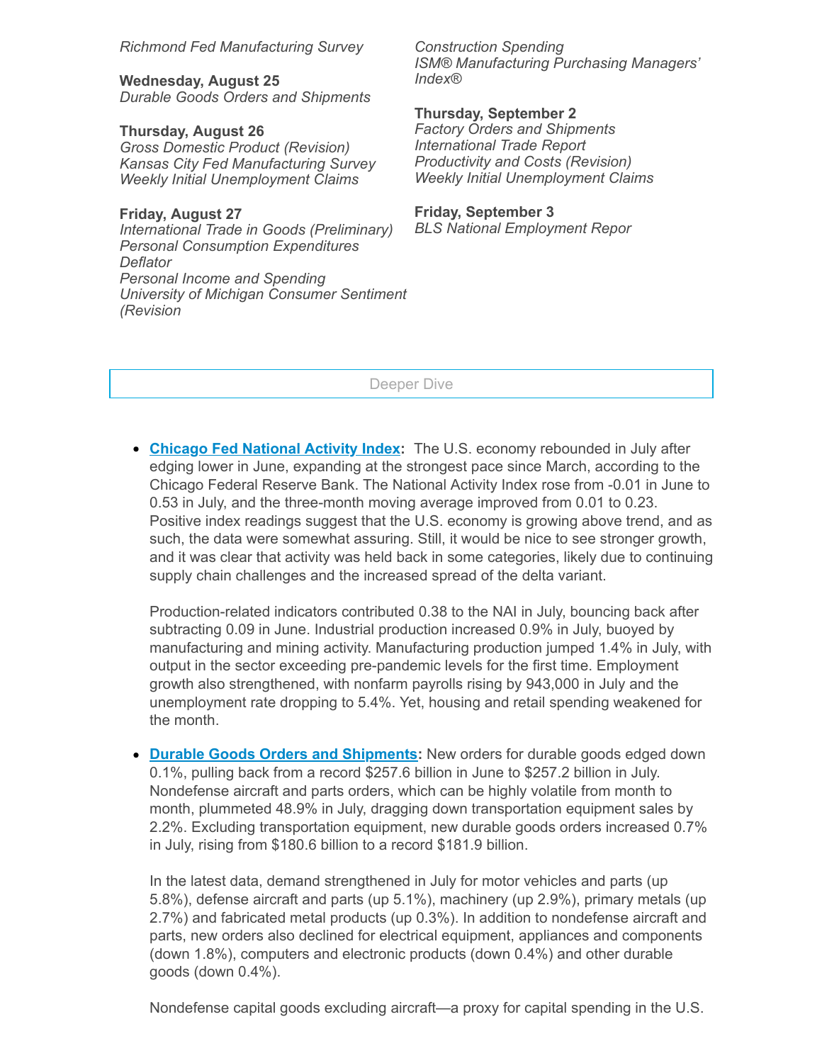*Richmond Fed Manufacturing Survey*

**Wednesday, August 25**
*Durable Goods Orders and Shipments*

**Thursday, August 26**
*Gross Domestic Product (Revision)*
*Kansas City Fed Manufacturing Survey*
*Weekly Initial Unemployment Claims*

**Friday, August 27**
*International Trade in Goods (Preliminary)*
*Personal Consumption Expenditures Deflator*
*Personal Income and Spending*
*University of Michigan Consumer Sentiment (Revision*

*Construction Spending*
*ISM® Manufacturing Purchasing Managers' Index®*

**Thursday, September 2**
*Factory Orders and Shipments*
*International Trade Report*
*Productivity and Costs (Revision)*
*Weekly Initial Unemployment Claims*

**Friday, September 3**
*BLS National Employment Repor*

## Deeper Dive

- **Chicago Fed National Activity Index:** The U.S. economy rebounded in July after edging lower in June, expanding at the strongest pace since March, according to the Chicago Federal Reserve Bank. The National Activity Index rose from -0.01 in June to 0.53 in July, and the three-month moving average improved from 0.01 to 0.23. Positive index readings suggest that the U.S. economy is growing above trend, and as such, the data were somewhat assuring. Still, it would be nice to see stronger growth, and it was clear that activity was held back in some categories, likely due to continuing supply chain challenges and the increased spread of the delta variant.

  Production-related indicators contributed 0.38 to the NAI in July, bouncing back after subtracting 0.09 in June. Industrial production increased 0.9% in July, buoyed by manufacturing and mining activity. Manufacturing production jumped 1.4% in July, with output in the sector exceeding pre-pandemic levels for the first time. Employment growth also strengthened, with nonfarm payrolls rising by 943,000 in July and the unemployment rate dropping to 5.4%. Yet, housing and retail spending weakened for the month.

- **Durable Goods Orders and Shipments:** New orders for durable goods edged down 0.1%, pulling back from a record $257.6 billion in June to $257.2 billion in July. Nondefense aircraft and parts orders, which can be highly volatile from month to month, plummeted 48.9% in July, dragging down transportation equipment sales by 2.2%. Excluding transportation equipment, new durable goods orders increased 0.7% in July, rising from $180.6 billion to a record $181.9 billion.

  In the latest data, demand strengthened in July for motor vehicles and parts (up 5.8%), defense aircraft and parts (up 5.1%), machinery (up 2.9%), primary metals (up 2.7%) and fabricated metal products (up 0.3%). In addition to nondefense aircraft and parts, new orders also declined for electrical equipment, appliances and components (down 1.8%), computers and electronic products (down 0.4%) and other durable goods (down 0.4%).

  Nondefense capital goods excluding aircraft—a proxy for capital spending in the U.S.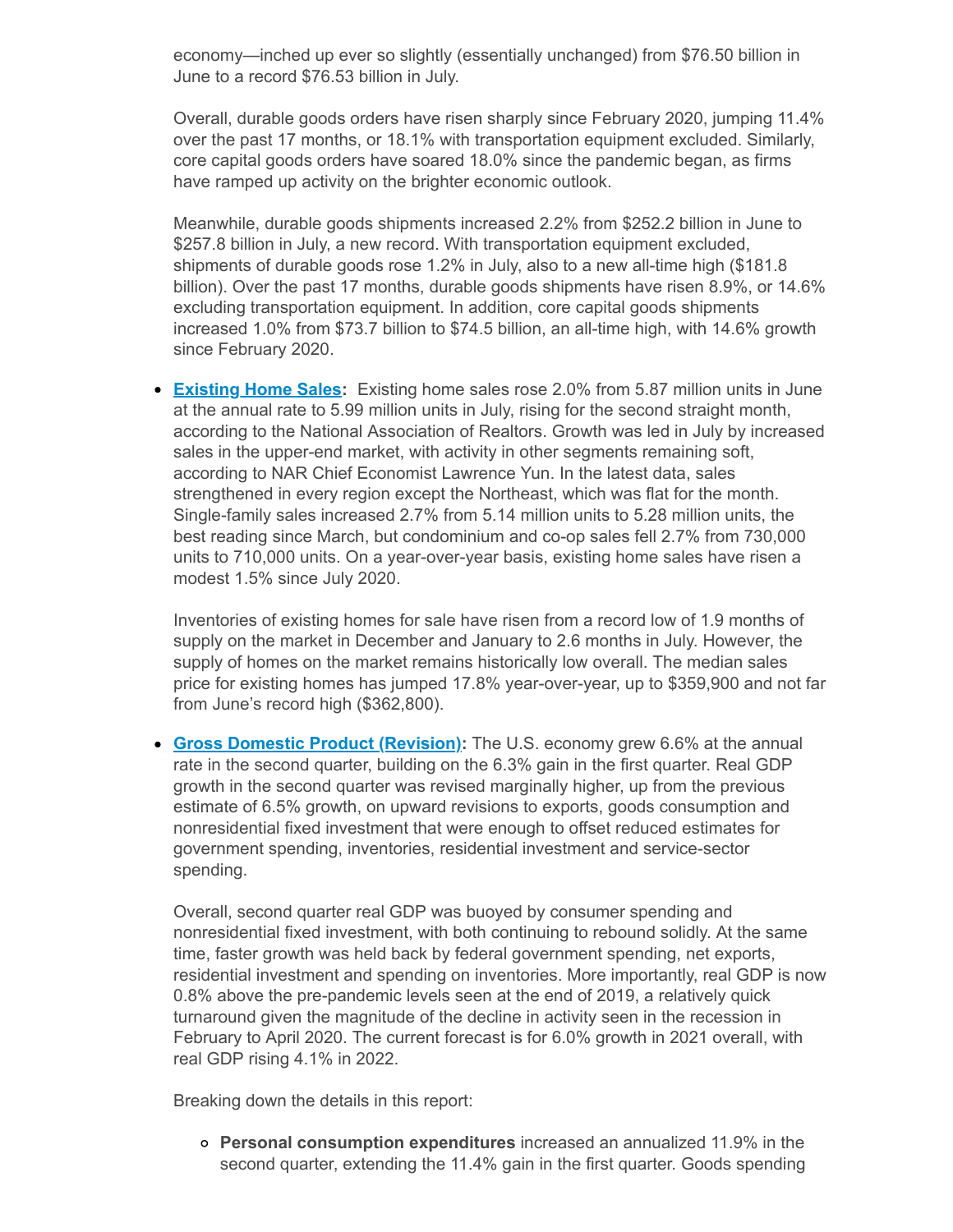economy—inched up ever so slightly (essentially unchanged) from $76.50 billion in June to a record $76.53 billion in July.

Overall, durable goods orders have risen sharply since February 2020, jumping 11.4% over the past 17 months, or 18.1% with transportation equipment excluded. Similarly, core capital goods orders have soared 18.0% since the pandemic began, as firms have ramped up activity on the brighter economic outlook.

Meanwhile, durable goods shipments increased 2.2% from $252.2 billion in June to $257.8 billion in July, a new record. With transportation equipment excluded, shipments of durable goods rose 1.2% in July, also to a new all-time high ($181.8 billion). Over the past 17 months, durable goods shipments have risen 8.9%, or 14.6% excluding transportation equipment. In addition, core capital goods shipments increased 1.0% from $73.7 billion to $74.5 billion, an all-time high, with 14.6% growth since February 2020.

- **Existing Home Sales:** Existing home sales rose 2.0% from 5.87 million units in June at the annual rate to 5.99 million units in July, rising for the second straight month, according to the National Association of Realtors. Growth was led in July by increased sales in the upper-end market, with activity in other segments remaining soft, according to NAR Chief Economist Lawrence Yun. In the latest data, sales strengthened in every region except the Northeast, which was flat for the month. Single-family sales increased 2.7% from 5.14 million units to 5.28 million units, the best reading since March, but condominium and co-op sales fell 2.7% from 730,000 units to 710,000 units. On a year-over-year basis, existing home sales have risen a modest 1.5% since July 2020.

  Inventories of existing homes for sale have risen from a record low of 1.9 months of supply on the market in December and January to 2.6 months in July. However, the supply of homes on the market remains historically low overall. The median sales price for existing homes has jumped 17.8% year-over-year, up to $359,900 and not far from June's record high ($362,800).

- **Gross Domestic Product (Revision):** The U.S. economy grew 6.6% at the annual rate in the second quarter, building on the 6.3% gain in the first quarter. Real GDP growth in the second quarter was revised marginally higher, up from the previous estimate of 6.5% growth, on upward revisions to exports, goods consumption and nonresidential fixed investment that were enough to offset reduced estimates for government spending, inventories, residential investment and service-sector spending.

  Overall, second quarter real GDP was buoyed by consumer spending and nonresidential fixed investment, with both continuing to rebound solidly. At the same time, faster growth was held back by federal government spending, net exports, residential investment and spending on inventories. More importantly, real GDP is now 0.8% above the pre-pandemic levels seen at the end of 2019, a relatively quick turnaround given the magnitude of the decline in activity seen in the recession in February to April 2020. The current forecast is for 6.0% growth in 2021 overall, with real GDP rising 4.1% in 2022.

  Breaking down the details in this report:

  - **Personal consumption expenditures** increased an annualized 11.9% in the second quarter, extending the 11.4% gain in the first quarter. Goods spending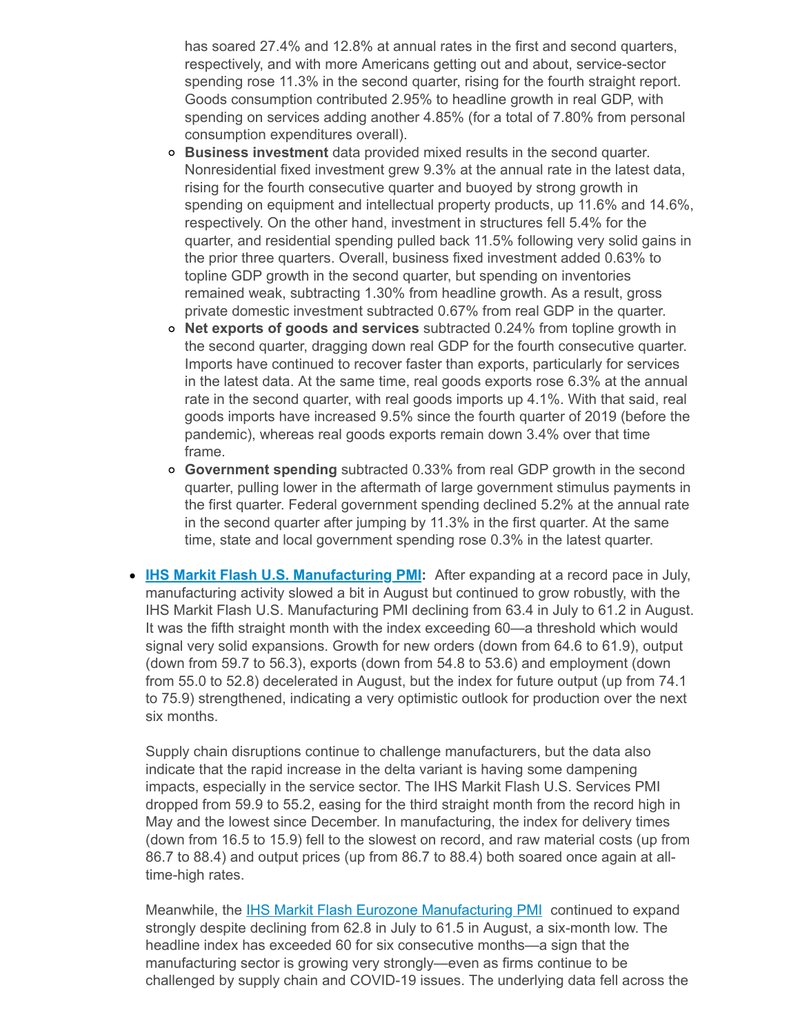has soared 27.4% and 12.8% at annual rates in the first and second quarters, respectively, and with more Americans getting out and about, service-sector spending rose 11.3% in the second quarter, rising for the fourth straight report. Goods consumption contributed 2.95% to headline growth in real GDP, with spending on services adding another 4.85% (for a total of 7.80% from personal consumption expenditures overall).

  - **Business investment** data provided mixed results in the second quarter. Nonresidential fixed investment grew 9.3% at the annual rate in the latest data, rising for the fourth consecutive quarter and buoyed by strong growth in spending on equipment and intellectual property products, up 11.6% and 14.6%, respectively. On the other hand, investment in structures fell 5.4% for the quarter, and residential spending pulled back 11.5% following very solid gains in the prior three quarters. Overall, business fixed investment added 0.63% to topline GDP growth in the second quarter, but spending on inventories remained weak, subtracting 1.30% from headline growth. As a result, gross private domestic investment subtracted 0.67% from real GDP in the quarter.
  - **Net exports of goods and services** subtracted 0.24% from topline growth in the second quarter, dragging down real GDP for the fourth consecutive quarter. Imports have continued to recover faster than exports, particularly for services in the latest data. At the same time, real goods exports rose 6.3% at the annual rate in the second quarter, with real goods imports up 4.1%. With that said, real goods imports have increased 9.5% since the fourth quarter of 2019 (before the pandemic), whereas real goods exports remain down 3.4% over that time frame.
  - **Government spending** subtracted 0.33% from real GDP growth in the second quarter, pulling lower in the aftermath of large government stimulus payments in the first quarter. Federal government spending declined 5.2% at the annual rate in the second quarter after jumping by 11.3% in the first quarter. At the same time, state and local government spending rose 0.3% in the latest quarter.

- **IHS Markit Flash U.S. Manufacturing PMI:** After expanding at a record pace in July, manufacturing activity slowed a bit in August but continued to grow robustly, with the IHS Markit Flash U.S. Manufacturing PMI declining from 63.4 in July to 61.2 in August. It was the fifth straight month with the index exceeding 60—a threshold which would signal very solid expansions. Growth for new orders (down from 64.6 to 61.9), output (down from 59.7 to 56.3), exports (down from 54.8 to 53.6) and employment (down from 55.0 to 52.8) decelerated in August, but the index for future output (up from 74.1 to 75.9) strengthened, indicating a very optimistic outlook for production over the next six months.

  Supply chain disruptions continue to challenge manufacturers, but the data also indicate that the rapid increase in the delta variant is having some dampening impacts, especially in the service sector. The IHS Markit Flash U.S. Services PMI dropped from 59.9 to 55.2, easing for the third straight month from the record high in May and the lowest since December. In manufacturing, the index for delivery times (down from 16.5 to 15.9) fell to the slowest on record, and raw material costs (up from 86.7 to 88.4) and output prices (up from 86.7 to 88.4) both soared once again at all-time-high rates.

  Meanwhile, the IHS Markit Flash Eurozone Manufacturing PMI continued to expand strongly despite declining from 62.8 in July to 61.5 in August, a six-month low. The headline index has exceeded 60 for six consecutive months—a sign that the manufacturing sector is growing very strongly—even as firms continue to be challenged by supply chain and COVID-19 issues. The underlying data fell across the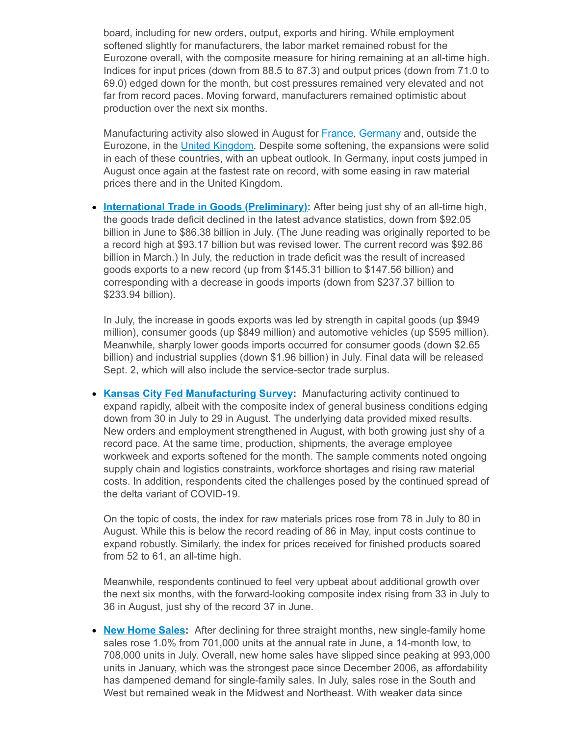board, including for new orders, output, exports and hiring. While employment softened slightly for manufacturers, the labor market remained robust for the Eurozone overall, with the composite measure for hiring remaining at an all-time high. Indices for input prices (down from 88.5 to 87.3) and output prices (down from 71.0 to 69.0) edged down for the month, but cost pressures remained very elevated and not far from record paces. Moving forward, manufacturers remained optimistic about production over the next six months.

Manufacturing activity also slowed in August for France, Germany and, outside the Eurozone, in the United Kingdom. Despite some softening, the expansions were solid in each of these countries, with an upbeat outlook. In Germany, input costs jumped in August once again at the fastest rate on record, with some easing in raw material prices there and in the United Kingdom.

- **International Trade in Goods (Preliminary):** After being just shy of an all-time high, the goods trade deficit declined in the latest advance statistics, down from $92.05 billion in June to $86.38 billion in July. (The June reading was originally reported to be a record high at $93.17 billion but was revised lower. The current record was $92.86 billion in March.) In July, the reduction in trade deficit was the result of increased goods exports to a new record (up from $145.31 billion to $147.56 billion) and corresponding with a decrease in goods imports (down from $237.37 billion to $233.94 billion).

  In July, the increase in goods exports was led by strength in capital goods (up $949 million), consumer goods (up $849 million) and automotive vehicles (up $595 million). Meanwhile, sharply lower goods imports occurred for consumer goods (down $2.65 billion) and industrial supplies (down $1.96 billion) in July. Final data will be released Sept. 2, which will also include the service-sector trade surplus.

- **Kansas City Fed Manufacturing Survey:** Manufacturing activity continued to expand rapidly, albeit with the composite index of general business conditions edging down from 30 in July to 29 in August. The underlying data provided mixed results. New orders and employment strengthened in August, with both growing just shy of a record pace. At the same time, production, shipments, the average employee workweek and exports softened for the month. The sample comments noted ongoing supply chain and logistics constraints, workforce shortages and rising raw material costs. In addition, respondents cited the challenges posed by the continued spread of the delta variant of COVID-19.

  On the topic of costs, the index for raw materials prices rose from 78 in July to 80 in August. While this is below the record reading of 86 in May, input costs continue to expand robustly. Similarly, the index for prices received for finished products soared from 52 to 61, an all-time high.

  Meanwhile, respondents continued to feel very upbeat about additional growth over the next six months, with the forward-looking composite index rising from 33 in July to 36 in August, just shy of the record 37 in June.

- **New Home Sales:** After declining for three straight months, new single-family home sales rose 1.0% from 701,000 units at the annual rate in June, a 14-month low, to 708,000 units in July. Overall, new home sales have slipped since peaking at 993,000 units in January, which was the strongest pace since December 2006, as affordability has dampened demand for single-family sales. In July, sales rose in the South and West but remained weak in the Midwest and Northeast. With weaker data since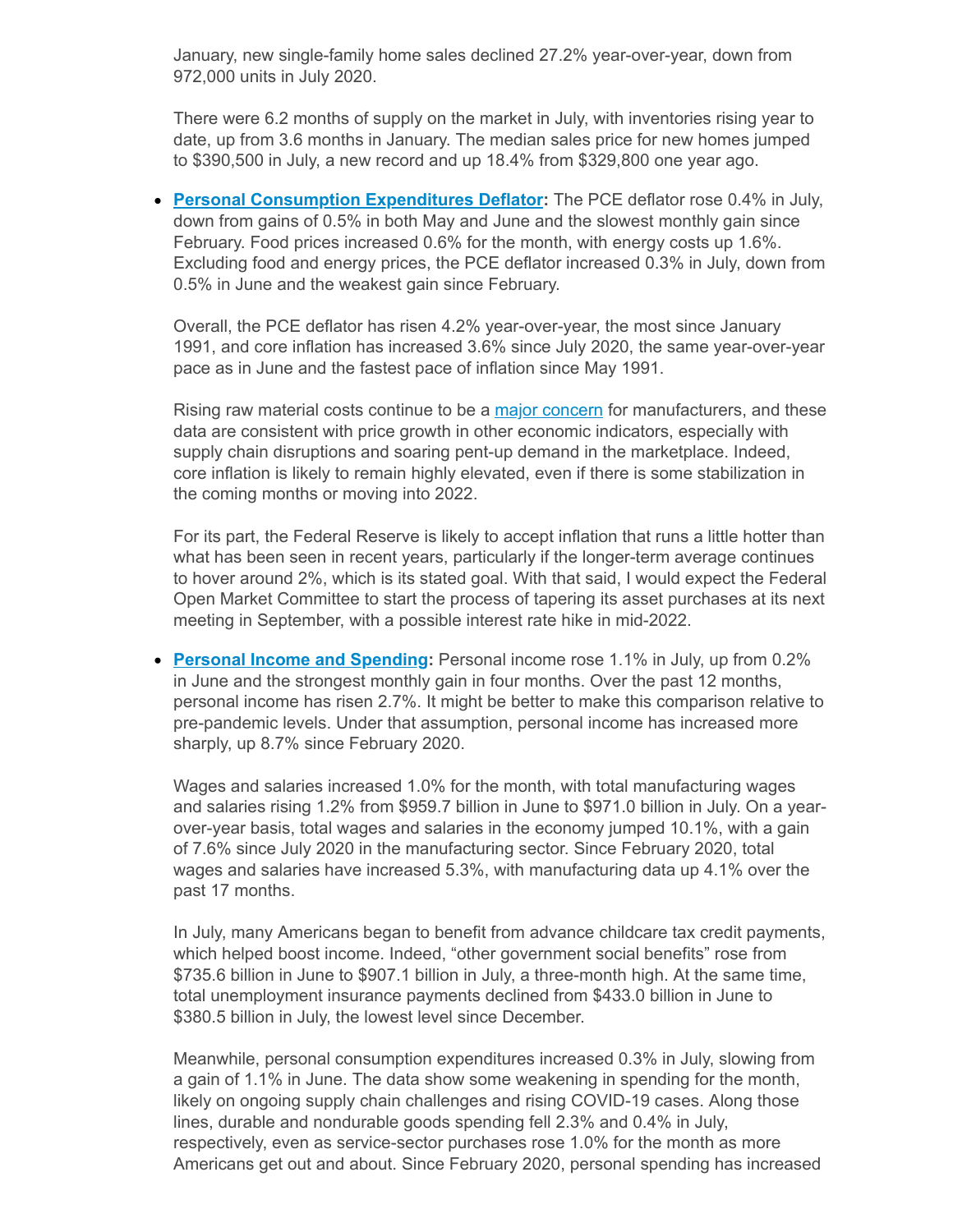January, new single-family home sales declined 27.2% year-over-year, down from 972,000 units in July 2020.

There were 6.2 months of supply on the market in July, with inventories rising year to date, up from 3.6 months in January. The median sales price for new homes jumped to $390,500 in July, a new record and up 18.4% from $329,800 one year ago.

- **Personal Consumption Expenditures Deflator:** The PCE deflator rose 0.4% in July, down from gains of 0.5% in both May and June and the slowest monthly gain since February. Food prices increased 0.6% for the month, with energy costs up 1.6%. Excluding food and energy prices, the PCE deflator increased 0.3% in July, down from 0.5% in June and the weakest gain since February.

  Overall, the PCE deflator has risen 4.2% year-over-year, the most since January 1991, and core inflation has increased 3.6% since July 2020, the same year-over-year pace as in June and the fastest pace of inflation since May 1991.

  Rising raw material costs continue to be a major concern for manufacturers, and these data are consistent with price growth in other economic indicators, especially with supply chain disruptions and soaring pent-up demand in the marketplace. Indeed, core inflation is likely to remain highly elevated, even if there is some stabilization in the coming months or moving into 2022.

  For its part, the Federal Reserve is likely to accept inflation that runs a little hotter than what has been seen in recent years, particularly if the longer-term average continues to hover around 2%, which is its stated goal. With that said, I would expect the Federal Open Market Committee to start the process of tapering its asset purchases at its next meeting in September, with a possible interest rate hike in mid-2022.

- **Personal Income and Spending:** Personal income rose 1.1% in July, up from 0.2% in June and the strongest monthly gain in four months. Over the past 12 months, personal income has risen 2.7%. It might be better to make this comparison relative to pre-pandemic levels. Under that assumption, personal income has increased more sharply, up 8.7% since February 2020.

  Wages and salaries increased 1.0% for the month, with total manufacturing wages and salaries rising 1.2% from $959.7 billion in June to $971.0 billion in July. On a year-over-year basis, total wages and salaries in the economy jumped 10.1%, with a gain of 7.6% since July 2020 in the manufacturing sector. Since February 2020, total wages and salaries have increased 5.3%, with manufacturing data up 4.1% over the past 17 months.

  In July, many Americans began to benefit from advance childcare tax credit payments, which helped boost income. Indeed, "other government social benefits" rose from $735.6 billion in June to $907.1 billion in July, a three-month high. At the same time, total unemployment insurance payments declined from $433.0 billion in June to $380.5 billion in July, the lowest level since December.

  Meanwhile, personal consumption expenditures increased 0.3% in July, slowing from a gain of 1.1% in June. The data show some weakening in spending for the month, likely on ongoing supply chain challenges and rising COVID-19 cases. Along those lines, durable and nondurable goods spending fell 2.3% and 0.4% in July, respectively, even as service-sector purchases rose 1.0% for the month as more Americans get out and about. Since February 2020, personal spending has increased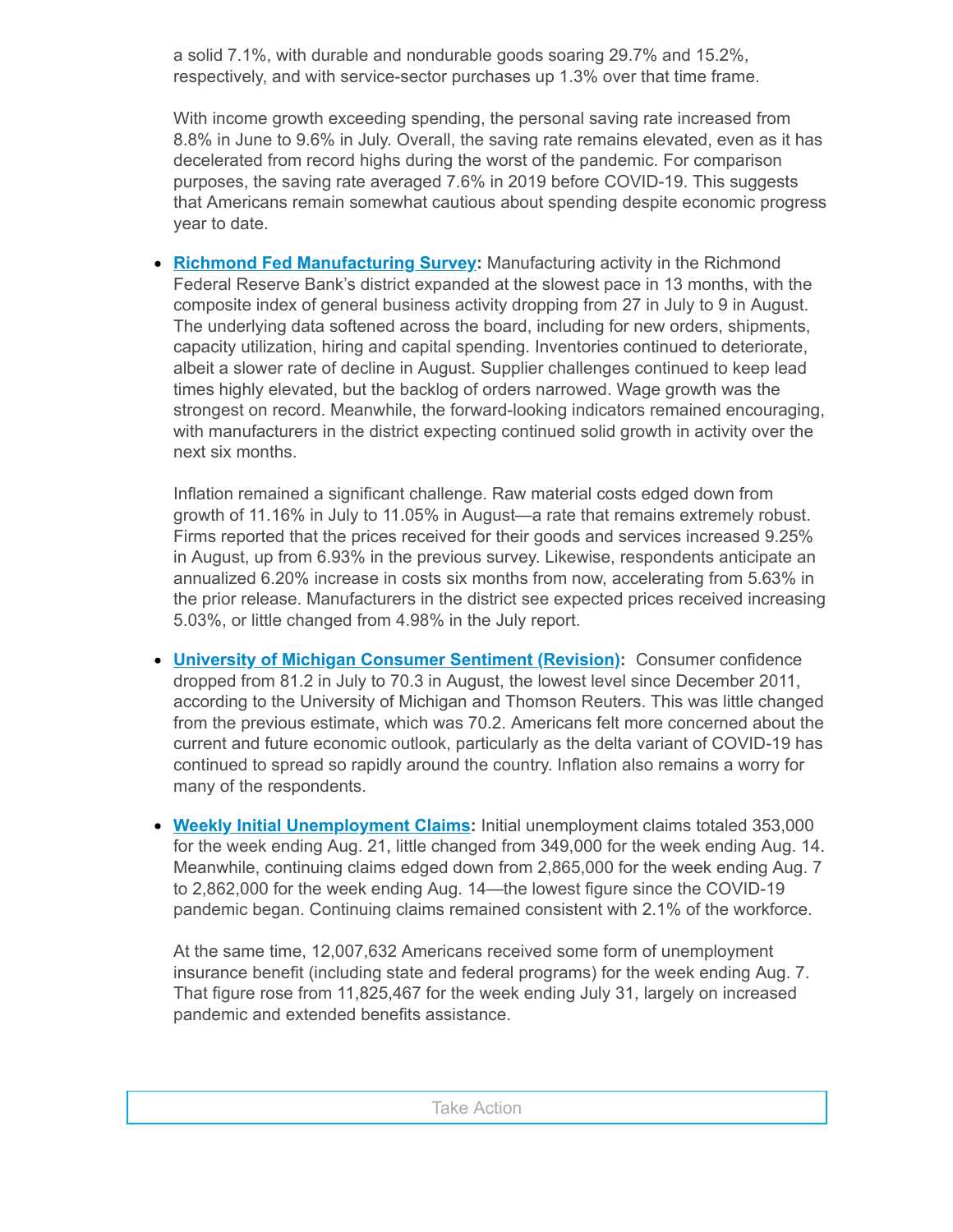a solid 7.1%, with durable and nondurable goods soaring 29.7% and 15.2%, respectively, and with service-sector purchases up 1.3% over that time frame.

With income growth exceeding spending, the personal saving rate increased from 8.8% in June to 9.6% in July. Overall, the saving rate remains elevated, even as it has decelerated from record highs during the worst of the pandemic. For comparison purposes, the saving rate averaged 7.6% in 2019 before COVID-19. This suggests that Americans remain somewhat cautious about spending despite economic progress year to date.

- **Richmond Fed Manufacturing Survey:** Manufacturing activity in the Richmond Federal Reserve Bank's district expanded at the slowest pace in 13 months, with the composite index of general business activity dropping from 27 in July to 9 in August. The underlying data softened across the board, including for new orders, shipments, capacity utilization, hiring and capital spending. Inventories continued to deteriorate, albeit a slower rate of decline in August. Supplier challenges continued to keep lead times highly elevated, but the backlog of orders narrowed. Wage growth was the strongest on record. Meanwhile, the forward-looking indicators remained encouraging, with manufacturers in the district expecting continued solid growth in activity over the next six months.

  Inflation remained a significant challenge. Raw material costs edged down from growth of 11.16% in July to 11.05% in August—a rate that remains extremely robust. Firms reported that the prices received for their goods and services increased 9.25% in August, up from 6.93% in the previous survey. Likewise, respondents anticipate an annualized 6.20% increase in costs six months from now, accelerating from 5.63% in the prior release. Manufacturers in the district see expected prices received increasing 5.03%, or little changed from 4.98% in the July report.

- **University of Michigan Consumer Sentiment (Revision):** Consumer confidence dropped from 81.2 in July to 70.3 in August, the lowest level since December 2011, according to the University of Michigan and Thomson Reuters. This was little changed from the previous estimate, which was 70.2. Americans felt more concerned about the current and future economic outlook, particularly as the delta variant of COVID-19 has continued to spread so rapidly around the country. Inflation also remains a worry for many of the respondents.

- **Weekly Initial Unemployment Claims:** Initial unemployment claims totaled 353,000 for the week ending Aug. 21, little changed from 349,000 for the week ending Aug. 14. Meanwhile, continuing claims edged down from 2,865,000 for the week ending Aug. 7 to 2,862,000 for the week ending Aug. 14—the lowest figure since the COVID-19 pandemic began. Continuing claims remained consistent with 2.1% of the workforce.

  At the same time, 12,007,632 Americans received some form of unemployment insurance benefit (including state and federal programs) for the week ending Aug. 7. That figure rose from 11,825,467 for the week ending July 31, largely on increased pandemic and extended benefits assistance.

Take Action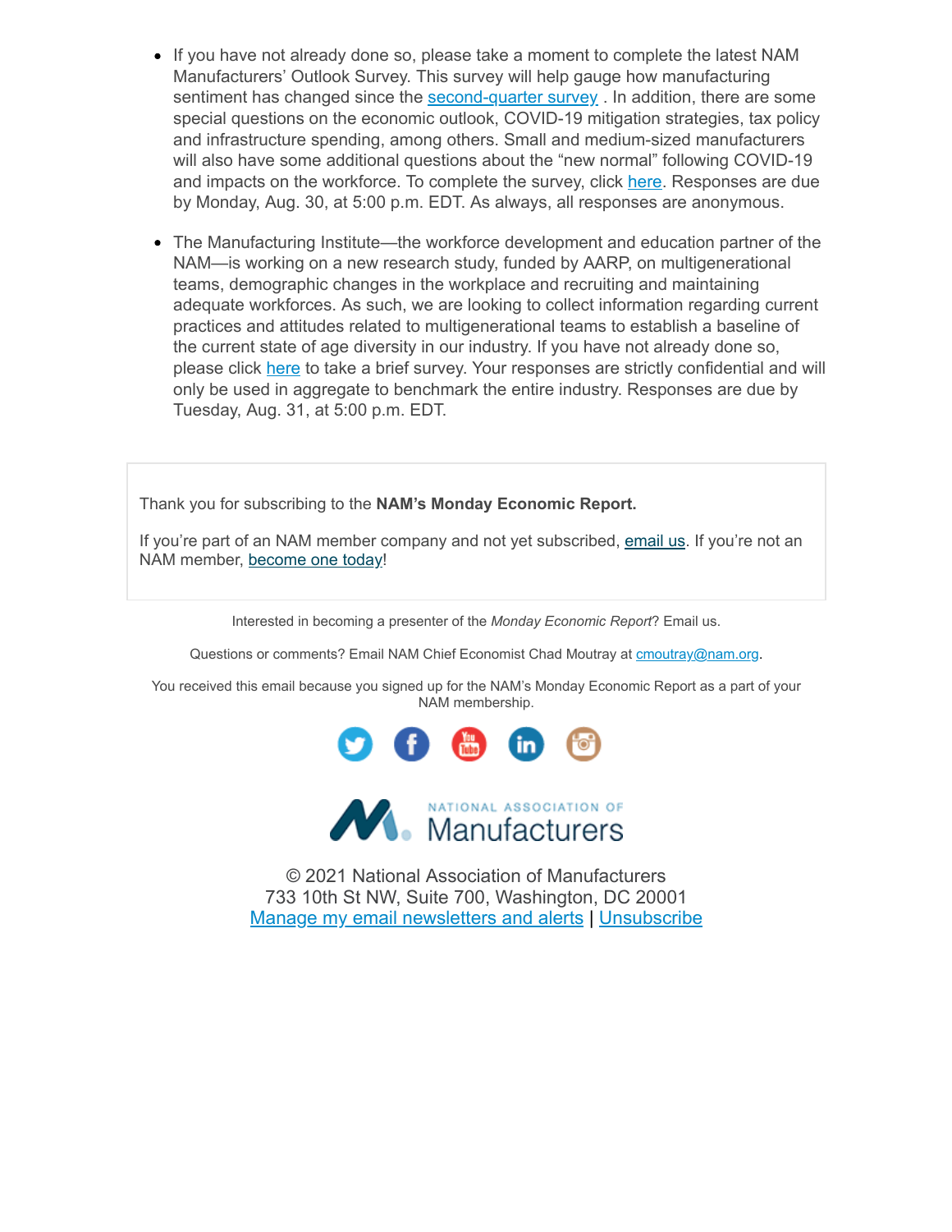- If you have not already done so, please take a moment to complete the latest NAM Manufacturers' Outlook Survey. This survey will help gauge how manufacturing sentiment has changed since the second-quarter survey . In addition, there are some special questions on the economic outlook, COVID-19 mitigation strategies, tax policy and infrastructure spending, among others. Small and medium-sized manufacturers will also have some additional questions about the "new normal" following COVID-19 and impacts on the workforce. To complete the survey, click here. Responses are due by Monday, Aug. 30, at 5:00 p.m. EDT. As always, all responses are anonymous.

- The Manufacturing Institute—the workforce development and education partner of the NAM—is working on a new research study, funded by AARP, on multigenerational teams, demographic changes in the workplace and recruiting and maintaining adequate workforces. As such, we are looking to collect information regarding current practices and attitudes related to multigenerational teams to establish a baseline of the current state of age diversity in our industry. If you have not already done so, please click here to take a brief survey. Your responses are strictly confidential and will only be used in aggregate to benchmark the entire industry. Responses are due by Tuesday, Aug. 31, at 5:00 p.m. EDT.

Thank you for subscribing to the **NAM's Monday Economic Report.**

If you're part of an NAM member company and not yet subscribed, email us. If you're not an NAM member, become one today!

Interested in becoming a presenter of the *Monday Economic Report*? Email us.

Questions or comments? Email NAM Chief Economist Chad Moutray at cmoutray@nam.org.

You received this email because you signed up for the NAM's Monday Economic Report as a part of your NAM membership.

NATIONAL ASSOCIATION OF Manufacturers

© 2021 National Association of Manufacturers
733 10th St NW, Suite 700, Washington, DC 20001
Manage my email newsletters and alerts | Unsubscribe